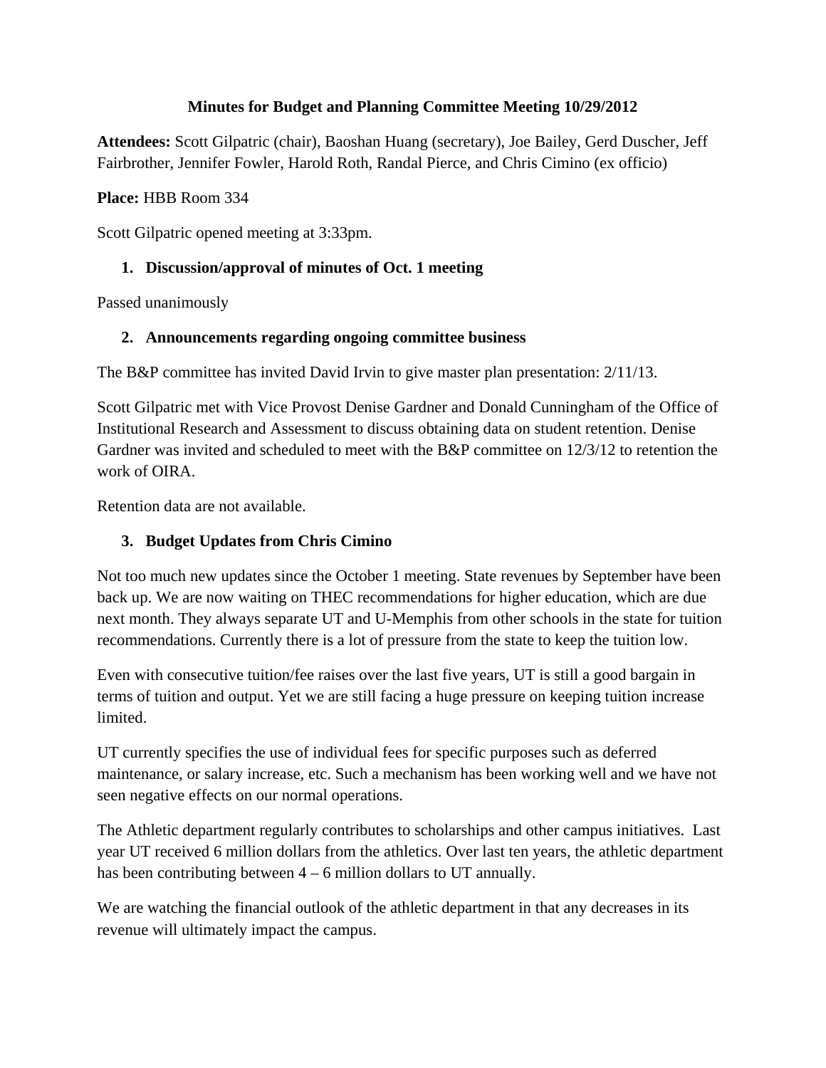# Minutes for Budget and Planning Committee Meeting 10/29/2012

**Attendees:** Scott Gilpatric (chair), Baoshan Huang (secretary), Joe Bailey, Gerd Duscher, Jeff Fairbrother, Jennifer Fowler, Harold Roth, Randal Pierce, and Chris Cimino (ex officio)

**Place:** HBB Room 334

Scott Gilpatric opened meeting at 3:33pm.

## 1. Discussion/approval of minutes of Oct. 1 meeting

Passed unanimously

## 2. Announcements regarding ongoing committee business

The B&P committee has invited David Irvin to give master plan presentation: 2/11/13.

Scott Gilpatric met with Vice Provost Denise Gardner and Donald Cunningham of the Office of Institutional Research and Assessment to discuss obtaining data on student retention. Denise Gardner was invited and scheduled to meet with the B&P committee on 12/3/12 to retention the work of OIRA.

Retention data are not available.

## 3. Budget Updates from Chris Cimino

Not too much new updates since the October 1 meeting. State revenues by September have been back up. We are now waiting on THEC recommendations for higher education, which are due next month. They always separate UT and U-Memphis from other schools in the state for tuition recommendations. Currently there is a lot of pressure from the state to keep the tuition low.

Even with consecutive tuition/fee raises over the last five years, UT is still a good bargain in terms of tuition and output. Yet we are still facing a huge pressure on keeping tuition increase limited.

UT currently specifies the use of individual fees for specific purposes such as deferred maintenance, or salary increase, etc. Such a mechanism has been working well and we have not seen negative effects on our normal operations.

The Athletic department regularly contributes to scholarships and other campus initiatives. Last year UT received 6 million dollars from the athletics. Over last ten years, the athletic department has been contributing between 4 – 6 million dollars to UT annually.

We are watching the financial outlook of the athletic department in that any decreases in its revenue will ultimately impact the campus.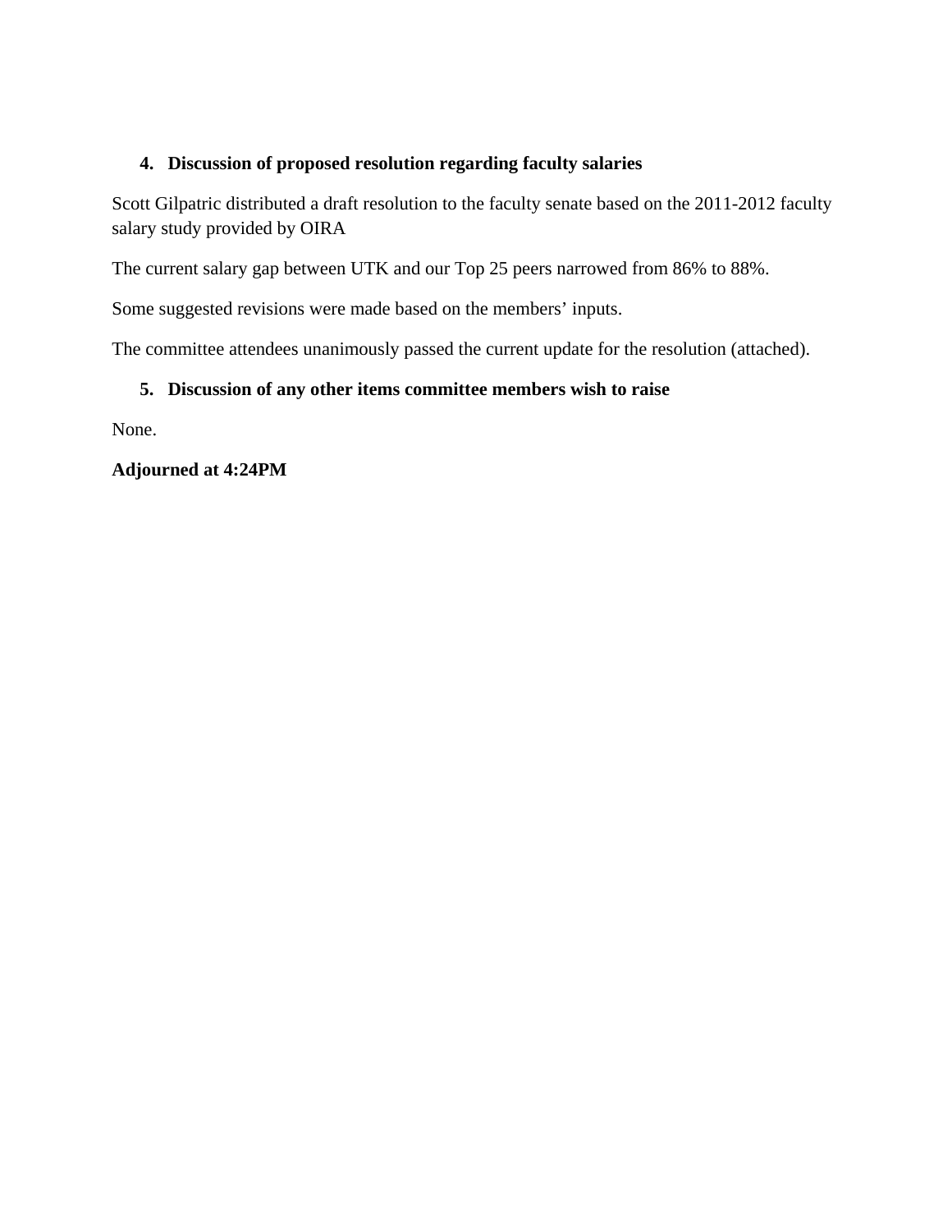4. **Discussion of proposed resolution regarding faculty salaries**

Scott Gilpatric distributed a draft resolution to the faculty senate based on the 2011-2012 faculty salary study provided by OIRA

The current salary gap between UTK and our Top 25 peers narrowed from 86% to 88%.

Some suggested revisions were made based on the members' inputs.

The committee attendees unanimously passed the current update for the resolution (attached).

5. **Discussion of any other items committee members wish to raise**

None.

**Adjourned at 4:24PM**